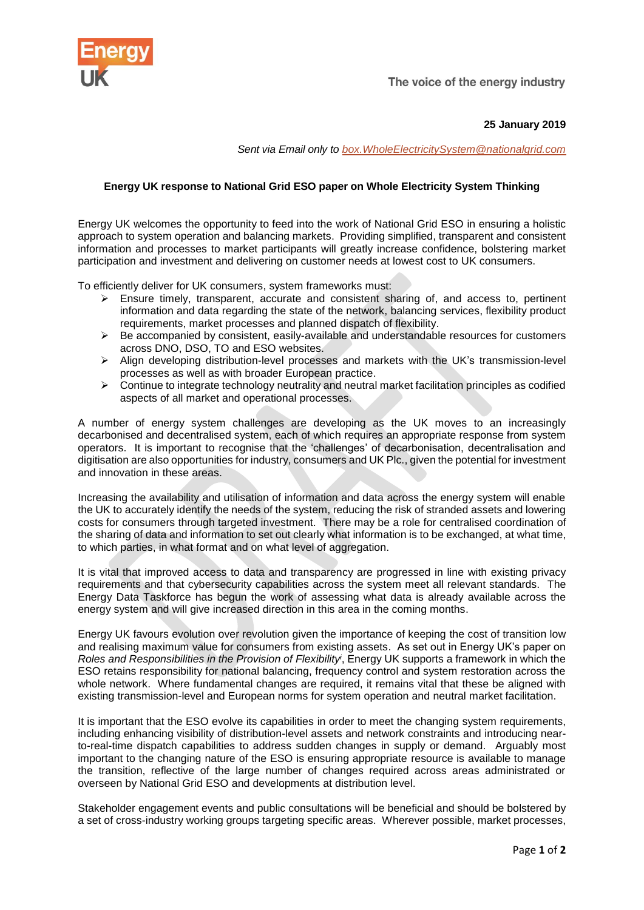**25 January 2019**

*Sent via Email only to box.WholeElectricitySystem@nationalgrid.com*

**Energy UK response to National Grid ESO paper on Whole Electricity System Thinking**

Energy UK welcomes the opportunity to feed into the work of National Grid ESO in ensuring a holistic approach to system operation and balancing markets. Providing simplified, transparent and consistent information and processes to market participants will greatly increase confidence, bolstering market participation and investment and delivering on customer needs at lowest cost to UK consumers.

To efficiently deliver for UK consumers, system frameworks must:

- Ensure timely, transparent, accurate and consistent sharing of, and access to, pertinent information and data regarding the state of the network, balancing services, flexibility product requirements, market processes and planned dispatch of flexibility.
- Be accompanied by consistent, easily-available and understandable resources for customers across DNO, DSO, TO and ESO websites.
- Align developing distribution-level processes and markets with the UK's transmission-level processes as well as with broader European practice.
- Continue to integrate technology neutrality and neutral market facilitation principles as codified aspects of all market and operational processes.

A number of energy system challenges are developing as the UK moves to an increasingly decarbonised and decentralised system, each of which requires an appropriate response from system operators. It is important to recognise that the 'challenges' of decarbonisation, decentralisation and digitisation are also opportunities for industry, consumers and UK Plc., given the potential for investment and innovation in these areas.

Increasing the availability and utilisation of information and data across the energy system will enable the UK to accurately identify the needs of the system, reducing the risk of stranded assets and lowering costs for consumers through targeted investment. There may be a role for centralised coordination of the sharing of data and information to set out clearly what information is to be exchanged, at what time, to which parties, in what format and on what level of aggregation.

It is vital that improved access to data and transparency are progressed in line with existing privacy requirements and that cybersecurity capabilities across the system meet all relevant standards. The Energy Data Taskforce has begun the work of assessing what data is already available across the energy system and will give increased direction in this area in the coming months.

Energy UK favours evolution over revolution given the importance of keeping the cost of transition low and realising maximum value for consumers from existing assets. As set out in Energy UK's paper on *Roles and Responsibilities in the Provision of Flexibility*[i], Energy UK supports a framework in which the ESO retains responsibility for national balancing, frequency control and system restoration across the whole network. Where fundamental changes are required, it remains vital that these be aligned with existing transmission-level and European norms for system operation and neutral market facilitation.

It is important that the ESO evolve its capabilities in order to meet the changing system requirements, including enhancing visibility of distribution-level assets and network constraints and introducing near-to-real-time dispatch capabilities to address sudden changes in supply or demand. Arguably most important to the changing nature of the ESO is ensuring appropriate resource is available to manage the transition, reflective of the large number of changes required across areas administrated or overseen by National Grid ESO and developments at distribution level.

Stakeholder engagement events and public consultations will be beneficial and should be bolstered by a set of cross-industry working groups targeting specific areas. Wherever possible, market processes,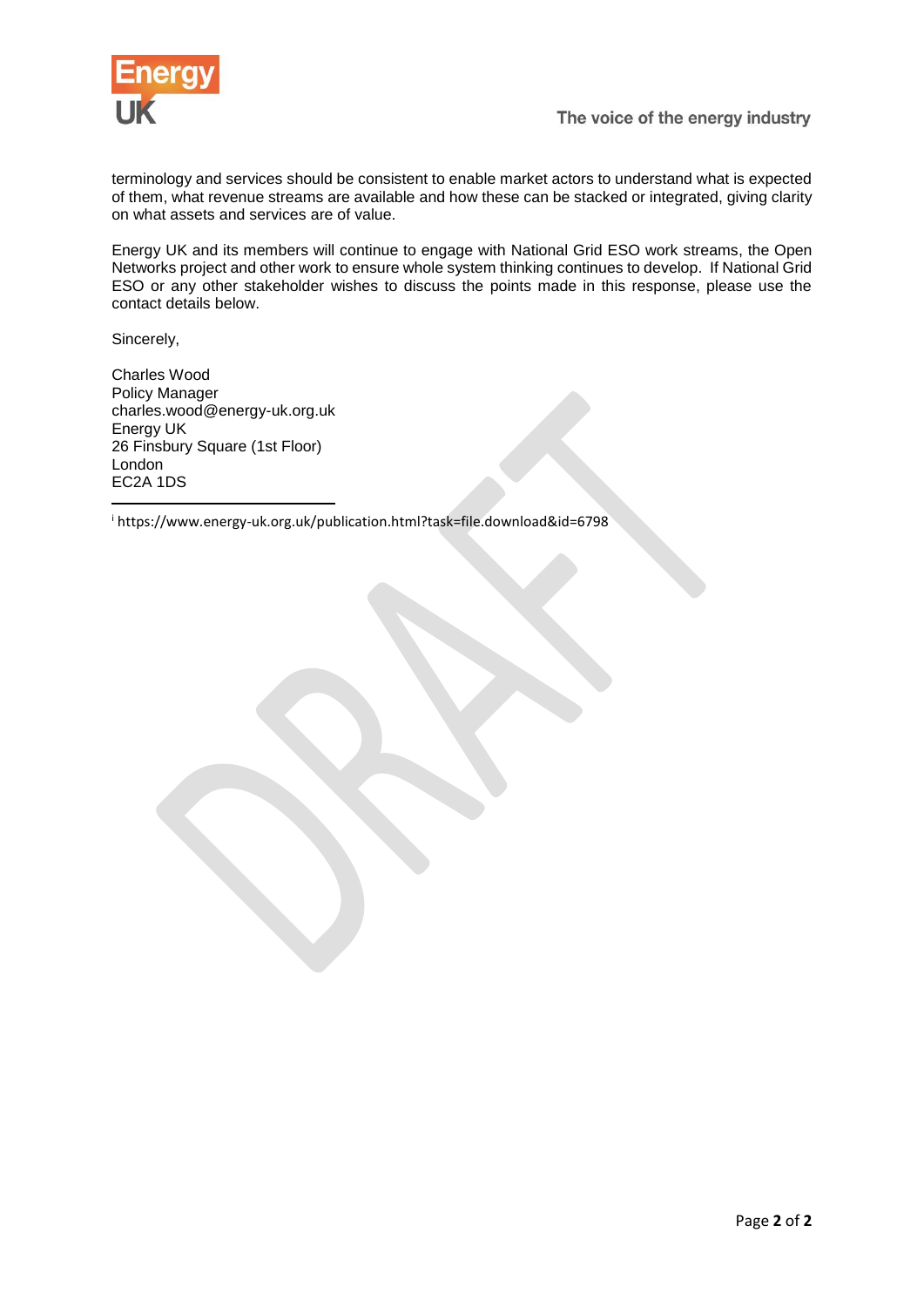terminology and services should be consistent to enable market actors to understand what is expected of them, what revenue streams are available and how these can be stacked or integrated, giving clarity on what assets and services are of value.

Energy UK and its members will continue to engage with National Grid ESO work streams, the Open Networks project and other work to ensure whole system thinking continues to develop. If National Grid ESO or any other stakeholder wishes to discuss the points made in this response, please use the contact details below.

Sincerely,

Charles Wood
Policy Manager
charles.wood@energy-uk.org.uk
Energy UK
26 Finsbury Square (1st Floor)
London
EC2A 1DS

---

[i] https://www.energy-uk.org.uk/publication.html?task=file.download&id=6798